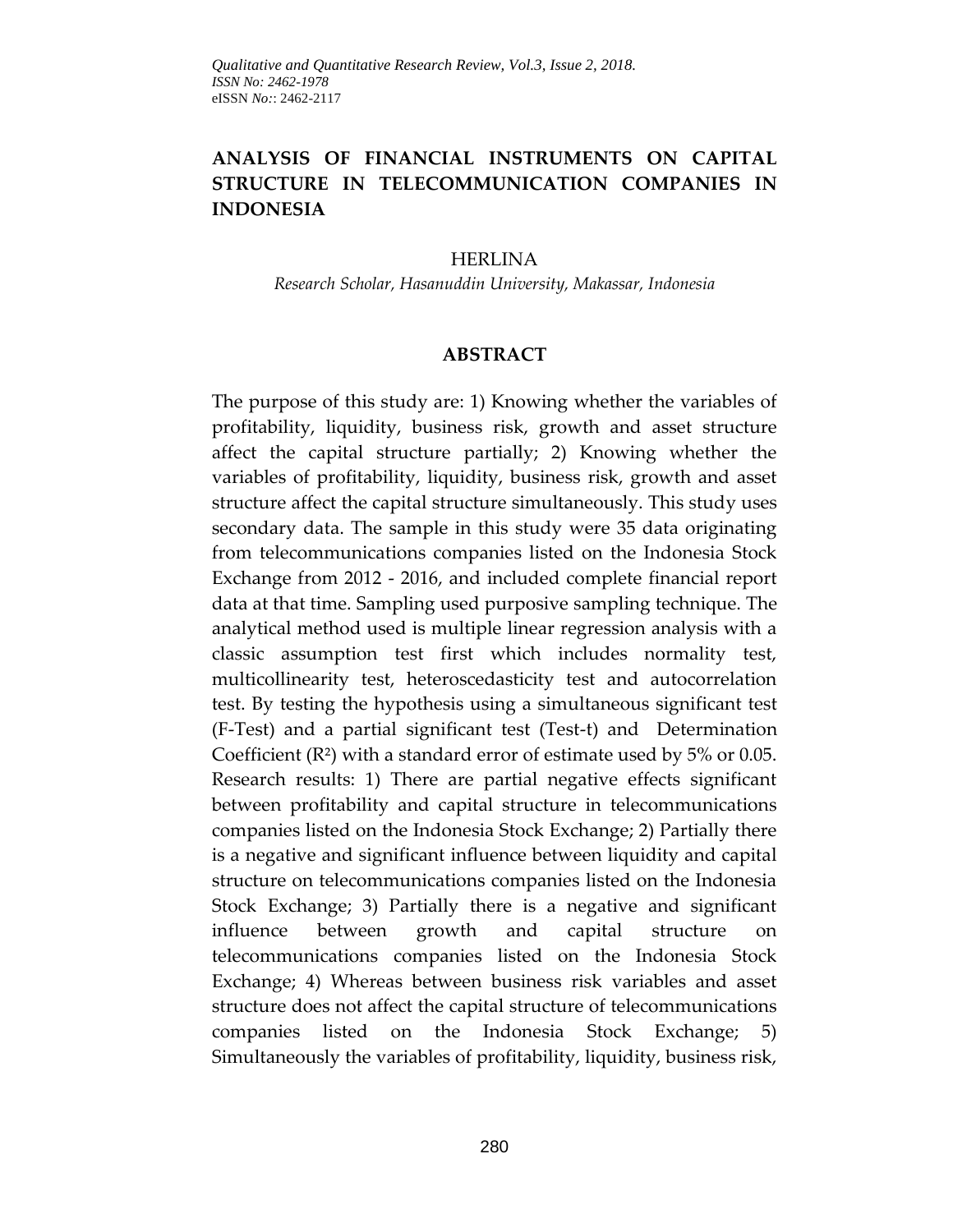# ANALYSIS OF FINANCIAL INSTRUMENTS ON CAPITAL STRUCTURE IN TELECOMMUNICATION COMPANIES IN INDONESIA

HERLINA

*Research Scholar, Hasanuddin University, Makassar, Indonesia*

## ABSTRACT

The purpose of this study are: 1) Knowing whether the variables of profitability, liquidity, business risk, growth and asset structure affect the capital structure partially; 2) Knowing whether the variables of profitability, liquidity, business risk, growth and asset structure affect the capital structure simultaneously. This study uses secondary data. The sample in this study were 35 data originating from telecommunications companies listed on the Indonesia Stock Exchange from 2012 - 2016, and included complete financial report data at that time. Sampling used purposive sampling technique. The analytical method used is multiple linear regression analysis with a classic assumption test first which includes normality test, multicollinearity test, heteroscedasticity test and autocorrelation test. By testing the hypothesis using a simultaneous significant test (F-Test) and a partial significant test (Test-t) and Determination Coefficient ($R^2$) with a standard error of estimate used by 5% or 0.05. Research results: 1) There are partial negative effects significant between profitability and capital structure in telecommunications companies listed on the Indonesia Stock Exchange; 2) Partially there is a negative and significant influence between liquidity and capital structure on telecommunications companies listed on the Indonesia Stock Exchange; 3) Partially there is a negative and significant influence between growth and capital structure on telecommunications companies listed on the Indonesia Stock Exchange; 4) Whereas between business risk variables and asset structure does not affect the capital structure of telecommunications companies listed on the Indonesia Stock Exchange; 5) Simultaneously the variables of profitability, liquidity, business risk,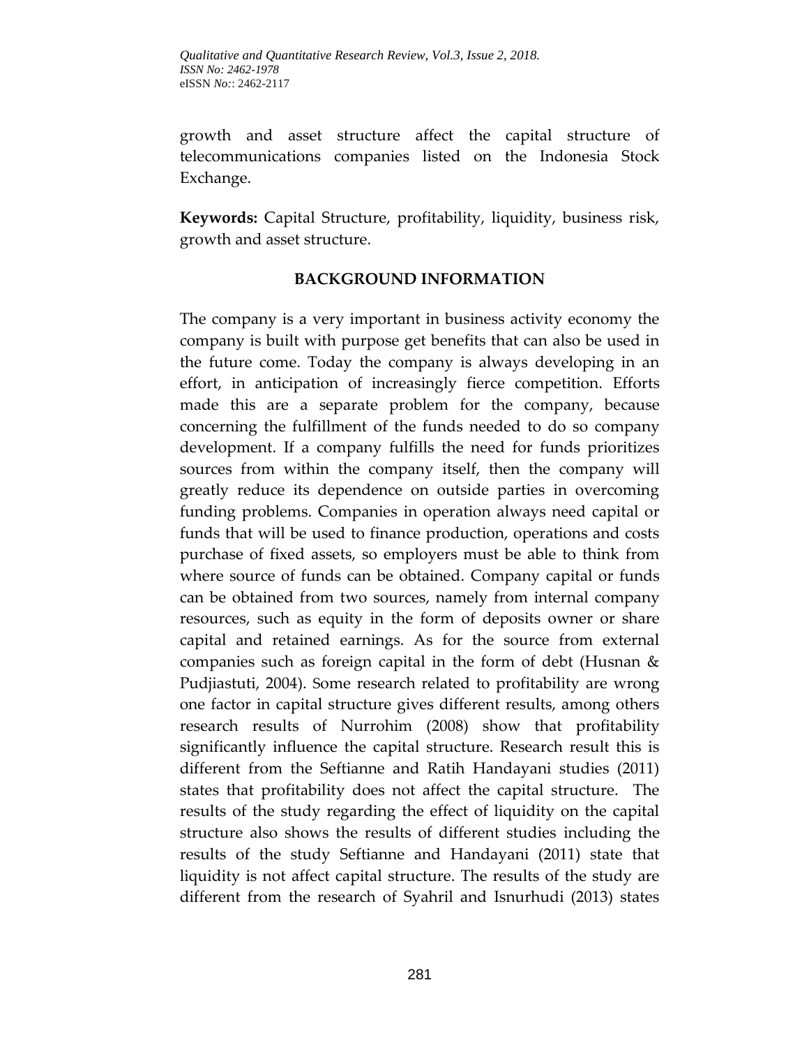growth and asset structure affect the capital structure of telecommunications companies listed on the Indonesia Stock Exchange.

**Keywords:** Capital Structure, profitability, liquidity, business risk, growth and asset structure.

## BACKGROUND INFORMATION

The company is a very important in business activity economy the company is built with purpose get benefits that can also be used in the future come. Today the company is always developing in an effort, in anticipation of increasingly fierce competition. Efforts made this are a separate problem for the company, because concerning the fulfillment of the funds needed to do so company development. If a company fulfills the need for funds prioritizes sources from within the company itself, then the company will greatly reduce its dependence on outside parties in overcoming funding problems. Companies in operation always need capital or funds that will be used to finance production, operations and costs purchase of fixed assets, so employers must be able to think from where source of funds can be obtained. Company capital or funds can be obtained from two sources, namely from internal company resources, such as equity in the form of deposits owner or share capital and retained earnings. As for the source from external companies such as foreign capital in the form of debt (Husnan & Pudjiastuti, 2004). Some research related to profitability are wrong one factor in capital structure gives different results, among others research results of Nurrohim (2008) show that profitability significantly influence the capital structure. Research result this is different from the Seftianne and Ratih Handayani studies (2011) states that profitability does not affect the capital structure. The results of the study regarding the effect of liquidity on the capital structure also shows the results of different studies including the results of the study Seftianne and Handayani (2011) state that liquidity is not affect capital structure. The results of the study are different from the research of Syahril and Isnurhudi (2013) states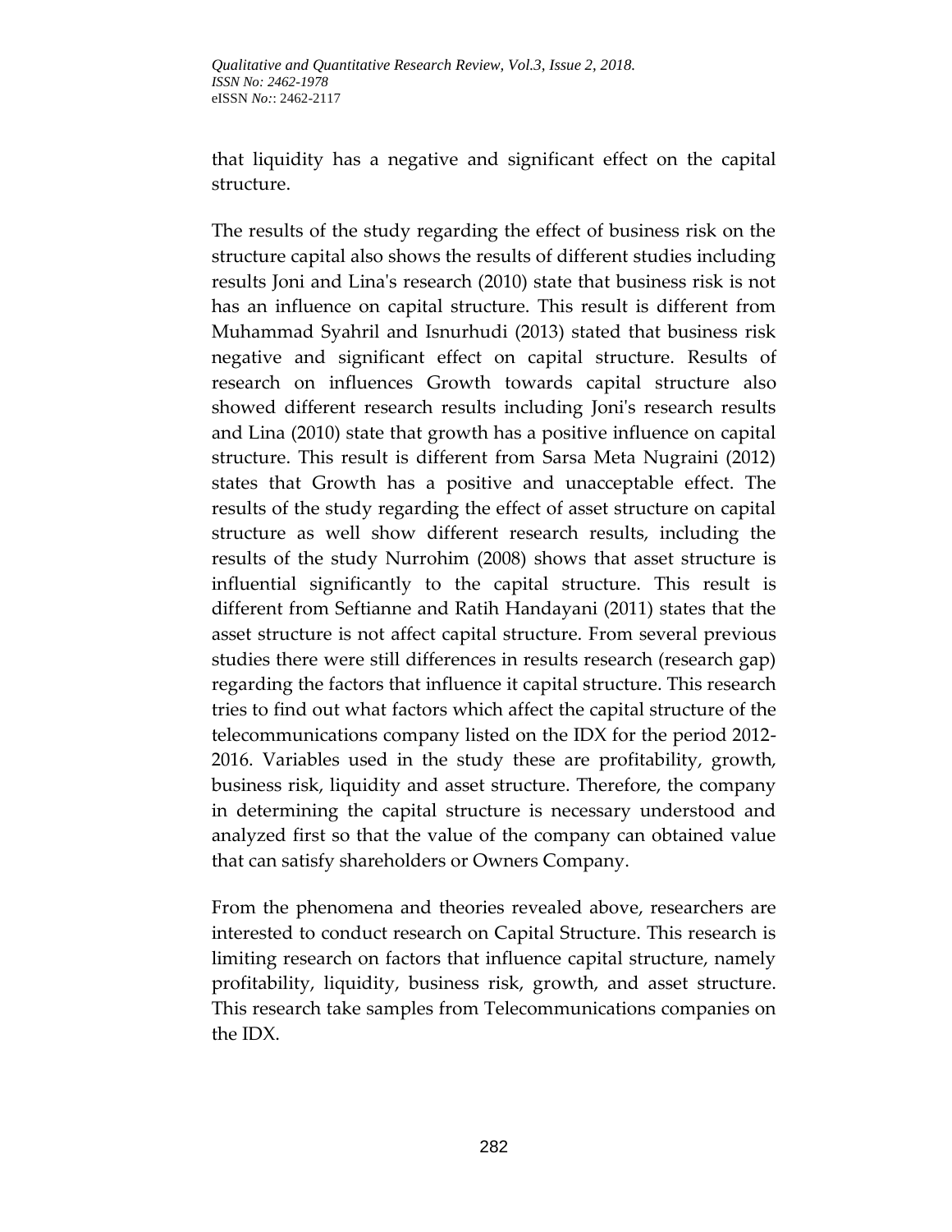that liquidity has a negative and significant effect on the capital structure.

The results of the study regarding the effect of business risk on the structure capital also shows the results of different studies including results Joni and Lina's research (2010) state that business risk is not has an influence on capital structure. This result is different from Muhammad Syahril and Isnurhudi (2013) stated that business risk negative and significant effect on capital structure. Results of research on influences Growth towards capital structure also showed different research results including Joni's research results and Lina (2010) state that growth has a positive influence on capital structure. This result is different from Sarsa Meta Nugraini (2012) states that Growth has a positive and unacceptable effect. The results of the study regarding the effect of asset structure on capital structure as well show different research results, including the results of the study Nurrohim (2008) shows that asset structure is influential significantly to the capital structure. This result is different from Seftianne and Ratih Handayani (2011) states that the asset structure is not affect capital structure. From several previous studies there were still differences in results research (research gap) regarding the factors that influence it capital structure. This research tries to find out what factors which affect the capital structure of the telecommunications company listed on the IDX for the period 2012-2016. Variables used in the study these are profitability, growth, business risk, liquidity and asset structure. Therefore, the company in determining the capital structure is necessary understood and analyzed first so that the value of the company can obtained value that can satisfy shareholders or Owners Company.

From the phenomena and theories revealed above, researchers are interested to conduct research on Capital Structure. This research is limiting research on factors that influence capital structure, namely profitability, liquidity, business risk, growth, and asset structure. This research take samples from Telecommunications companies on the IDX.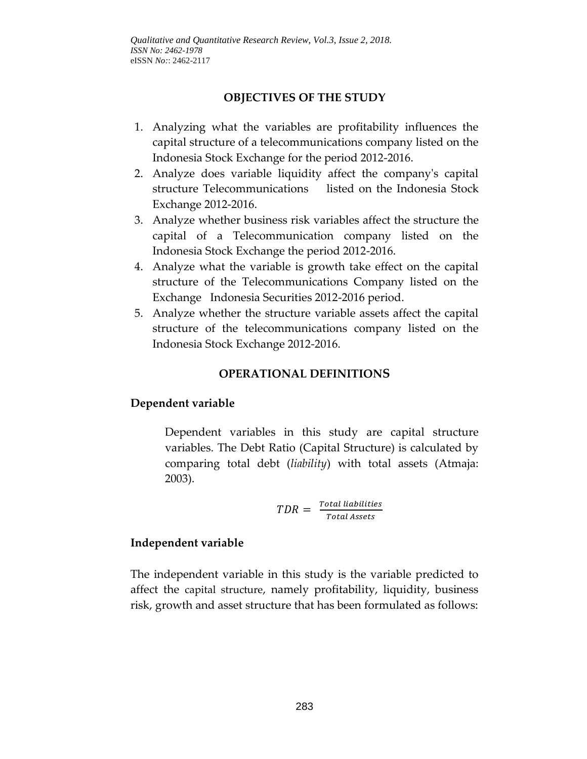## OBJECTIVES OF THE STUDY

1. Analyzing what the variables are profitability influences the capital structure of a telecommunications company listed on the Indonesia Stock Exchange for the period 2012-2016.
2. Analyze does variable liquidity affect the company's capital structure Telecommunications listed on the Indonesia Stock Exchange 2012-2016.
3. Analyze whether business risk variables affect the structure the capital of a Telecommunication company listed on the Indonesia Stock Exchange the period 2012-2016.
4. Analyze what the variable is growth take effect on the capital structure of the Telecommunications Company listed on the Exchange Indonesia Securities 2012-2016 period.
5. Analyze whether the structure variable assets affect the capital structure of the telecommunications company listed on the Indonesia Stock Exchange 2012-2016.

## OPERATIONAL DEFINITIONS

### Dependent variable

Dependent variables in this study are capital structure variables. The Debt Ratio (Capital Structure) is calculated by comparing total debt (*liability*) with total assets (Atmaja: 2003).

$$TDR = \frac{Total\ liabilities}{Total\ Assets}$$

### Independent variable

The independent variable in this study is the variable predicted to affect the capital structure, namely profitability, liquidity, business risk, growth and asset structure that has been formulated as follows: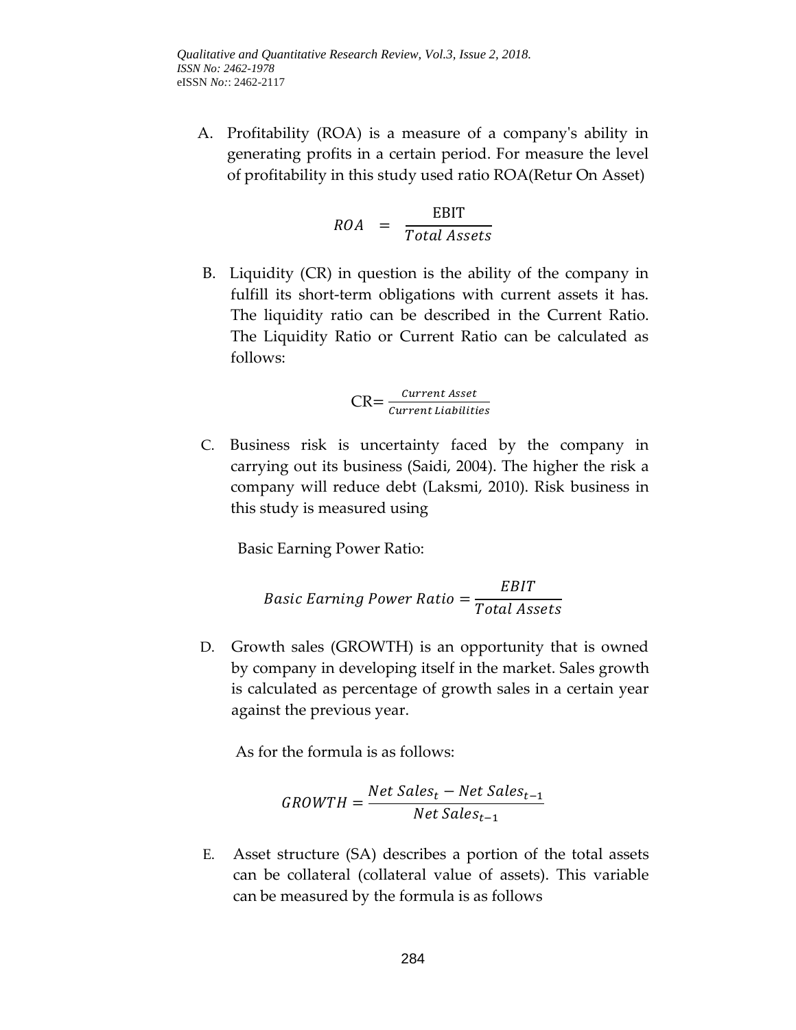A. Profitability (ROA) is a measure of a company's ability in generating profits in a certain period. For measure the level of profitability in this study used ratio ROA(Retur On Asset)

$$ROA = \frac{\text{EBIT}}{Total\ Assets}$$

B. Liquidity (CR) in question is the ability of the company in fulfill its short-term obligations with current assets it has. The liquidity ratio can be described in the Current Ratio. The Liquidity Ratio or Current Ratio can be calculated as follows:

$$\text{CR} = \frac{Current\ Asset}{Current\ Liabilities}$$

C. Business risk is uncertainty faced by the company in carrying out its business (Saidi, 2004). The higher the risk a company will reduce debt (Laksmi, 2010). Risk business in this study is measured using

Basic Earning Power Ratio:

$$Basic\ Earning\ Power\ Ratio = \frac{EBIT}{Total\ Assets}$$

D. Growth sales (GROWTH) is an opportunity that is owned by company in developing itself in the market. Sales growth is calculated as percentage of growth sales in a certain year against the previous year.

As for the formula is as follows:

$$GROWTH = \frac{Net\ Sales_t - Net\ Sales_{t-1}}{Net\ Sales_{t-1}}$$

E. Asset structure (SA) describes a portion of the total assets can be collateral (collateral value of assets). This variable can be measured by the formula is as follows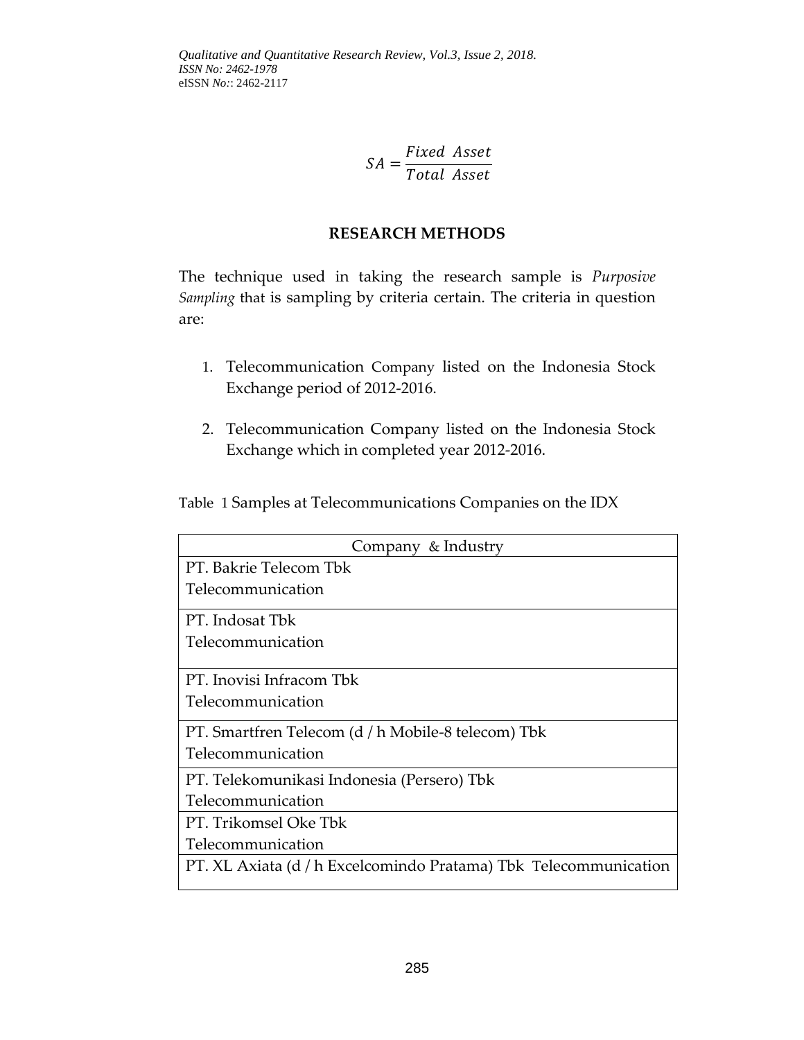$$SA = \frac{Fixed\ \ Asset}{Total\ \ Asset}$$

## RESEARCH METHODS

The technique used in taking the research sample is *Purposive Sampling* that is sampling by criteria certain. The criteria in question are:

1. Telecommunication Company listed on the Indonesia Stock Exchange period of 2012-2016.
2. Telecommunication Company listed on the Indonesia Stock Exchange which in completed year 2012-2016.

Table 1 Samples at Telecommunications Companies on the IDX

| Company & Industry |
|---|
| PT. Bakrie Telecom Tbk<br>Telecommunication |
| PT. Indosat Tbk<br>Telecommunication |
| PT. Inovisi Infracom Tbk<br>Telecommunication |
| PT. Smartfren Telecom (d / h Mobile-8 telecom) Tbk<br>Telecommunication |
| PT. Telekomunikasi Indonesia (Persero) Tbk<br>Telecommunication |
| PT. Trikomsel Oke Tbk<br>Telecommunication |
| PT. XL Axiata (d / h Excelcomindo Pratama) Tbk Telecommunication |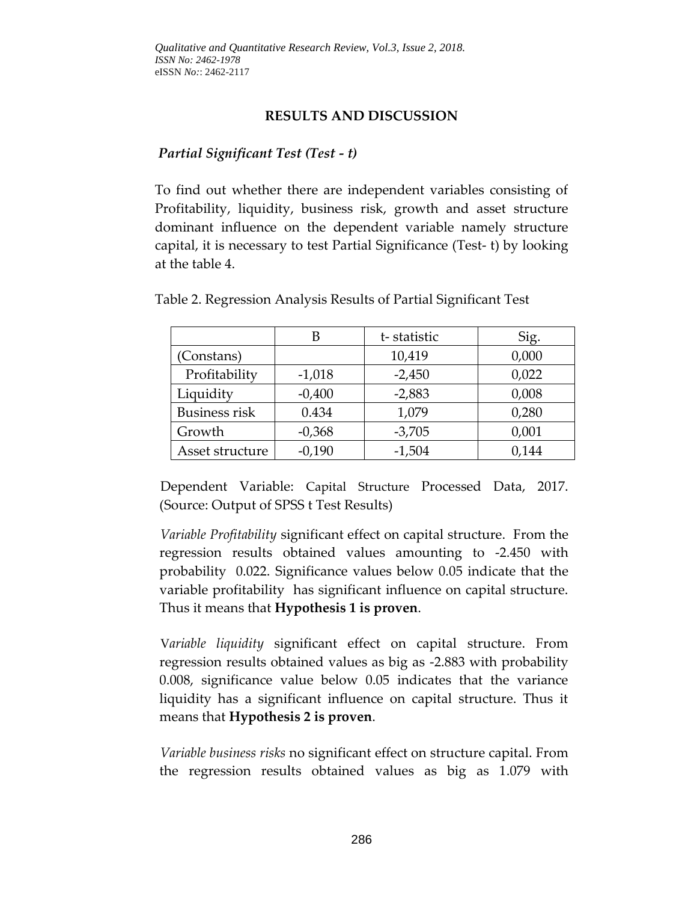## RESULTS AND DISCUSSION

### *Partial Significant Test (Test - t)*

To find out whether there are independent variables consisting of Profitability, liquidity, business risk, growth and asset structure dominant influence on the dependent variable namely structure capital, it is necessary to test Partial Significance (Test- t) by looking at the table 4.

Table 2. Regression Analysis Results of Partial Significant Test

| | B | t- statistic | Sig. |
|---|---|---|---|
| (Constans) | | 10,419 | 0,000 |
| Profitability | -1,018 | -2,450 | 0,022 |
| Liquidity | -0,400 | -2,883 | 0,008 |
| Business risk | 0.434 | 1,079 | 0,280 |
| Growth | -0,368 | -3,705 | 0,001 |
| Asset structure | -0,190 | -1,504 | 0,144 |

Dependent Variable: Capital Structure Processed Data, 2017. (Source: Output of SPSS t Test Results)

*Variable Profitability* significant effect on capital structure. From the regression results obtained values amounting to -2.450 with probability 0.022. Significance values below 0.05 indicate that the variable profitability has significant influence on capital structure. Thus it means that **Hypothesis 1 is proven**.

V*ariable liquidity* significant effect on capital structure. From regression results obtained values as big as -2.883 with probability 0.008, significance value below 0.05 indicates that the variance liquidity has a significant influence on capital structure. Thus it means that **Hypothesis 2 is proven**.

*Variable business risks* no significant effect on structure capital. From the regression results obtained values as big as 1.079 with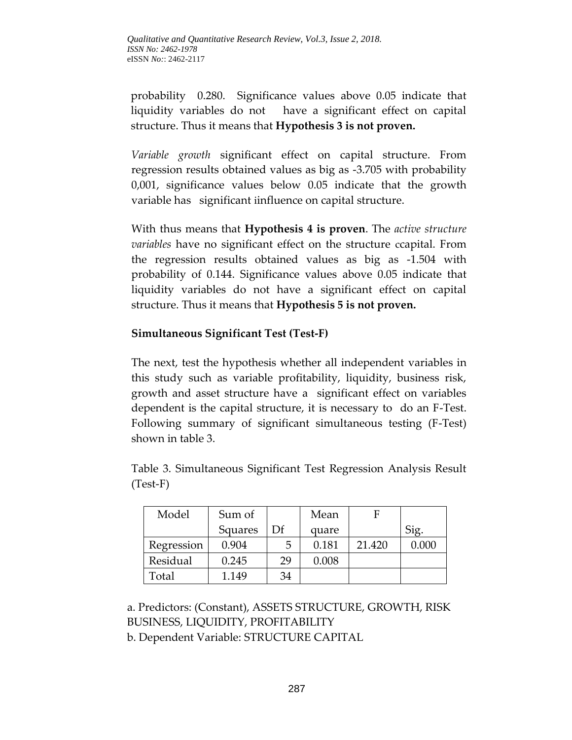probability 0.280. Significance values above 0.05 indicate that liquidity variables do not have a significant effect on capital structure. Thus it means that **Hypothesis 3 is not proven.**

*Variable growth* significant effect on capital structure. From regression results obtained values as big as -3.705 with probability 0,001, significance values below 0.05 indicate that the growth variable has significant iinfluence on capital structure.

With thus means that **Hypothesis 4 is proven**. The *active structure variables* have no significant effect on the structure ccapital. From the regression results obtained values as big as -1.504 with probability of 0.144. Significance values above 0.05 indicate that liquidity variables do not have a significant effect on capital structure. Thus it means that **Hypothesis 5 is not proven.**

**Simultaneous Significant Test (Test-F)**

The next, test the hypothesis whether all independent variables in this study such as variable profitability, liquidity, business risk, growth and asset structure have a significant effect on variables dependent is the capital structure, it is necessary to do an F-Test. Following summary of significant simultaneous testing (F-Test) shown in table 3.

Table 3. Simultaneous Significant Test Regression Analysis Result (Test-F)

| Model | Sum of Squares | Df | Mean quare | F | Sig. |
|---|---|---|---|---|---|
| Regression | 0.904 | 5 | 0.181 | 21.420 | 0.000 |
| Residual | 0.245 | 29 | 0.008 | | |
| Total | 1.149 | 34 | | | |

a. Predictors: (Constant), ASSETS STRUCTURE, GROWTH, RISK BUSINESS, LIQUIDITY, PROFITABILITY
b. Dependent Variable: STRUCTURE CAPITAL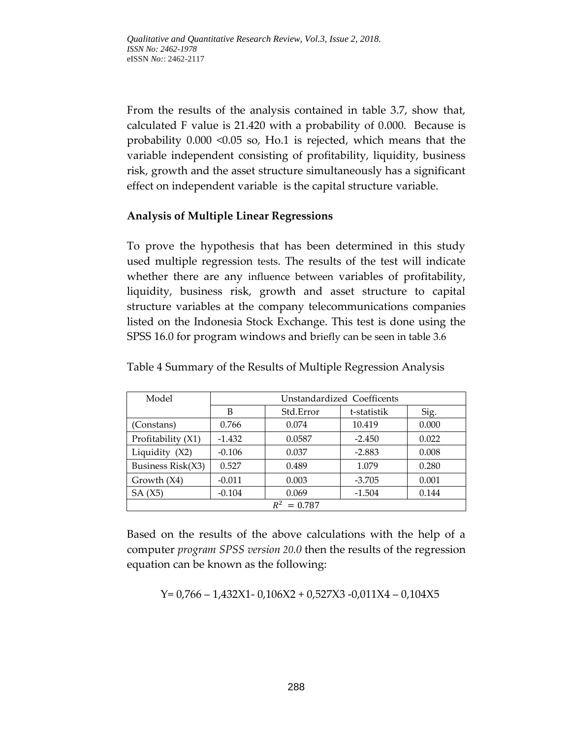From the results of the analysis contained in table 3.7, show that, calculated F value is 21.420 with a probability of 0.000. Because is probability 0.000 <0.05 so, Ho.1 is rejected, which means that the variable independent consisting of profitability, liquidity, business risk, growth and the asset structure simultaneously has a significant effect on independent variable is the capital structure variable.

**Analysis of Multiple Linear Regressions**

To prove the hypothesis that has been determined in this study used multiple regression tests. The results of the test will indicate whether there are any influence between variables of profitability, liquidity, business risk, growth and asset structure to capital structure variables at the company telecommunications companies listed on the Indonesia Stock Exchange. This test is done using the SPSS 16.0 for program windows and briefly can be seen in table 3.6

Table 4 Summary of the Results of Multiple Regression Analysis

| Model | Unstandardized Coefficents | | | |
|---|---|---|---|---|
| | B | Std.Error | t-statistik | Sig. |
| (Constans) | 0.766 | 0.074 | 10.419 | 0.000 |
| Profitability (X1) | -1.432 | 0.0587 | -2.450 | 0.022 |
| Liquidity (X2) | -0.106 | 0.037 | -2.883 | 0.008 |
| Business Risk(X3) | 0.527 | 0.489 | 1.079 | 0.280 |
| Growth (X4) | -0.011 | 0.003 | -3.705 | 0.001 |
| SA (X5) | -0.104 | 0.069 | -1.504 | 0.144 |
| $R^2 = 0.787$ | | | | |

Based on the results of the above calculations with the help of a computer *program SPSS version 20.0* then the results of the regression equation can be known as the following:

$$Y = 0{,}766 - 1{,}432X1 - 0{,}106X2 + 0{,}527X3 - 0{,}011X4 - 0{,}104X5$$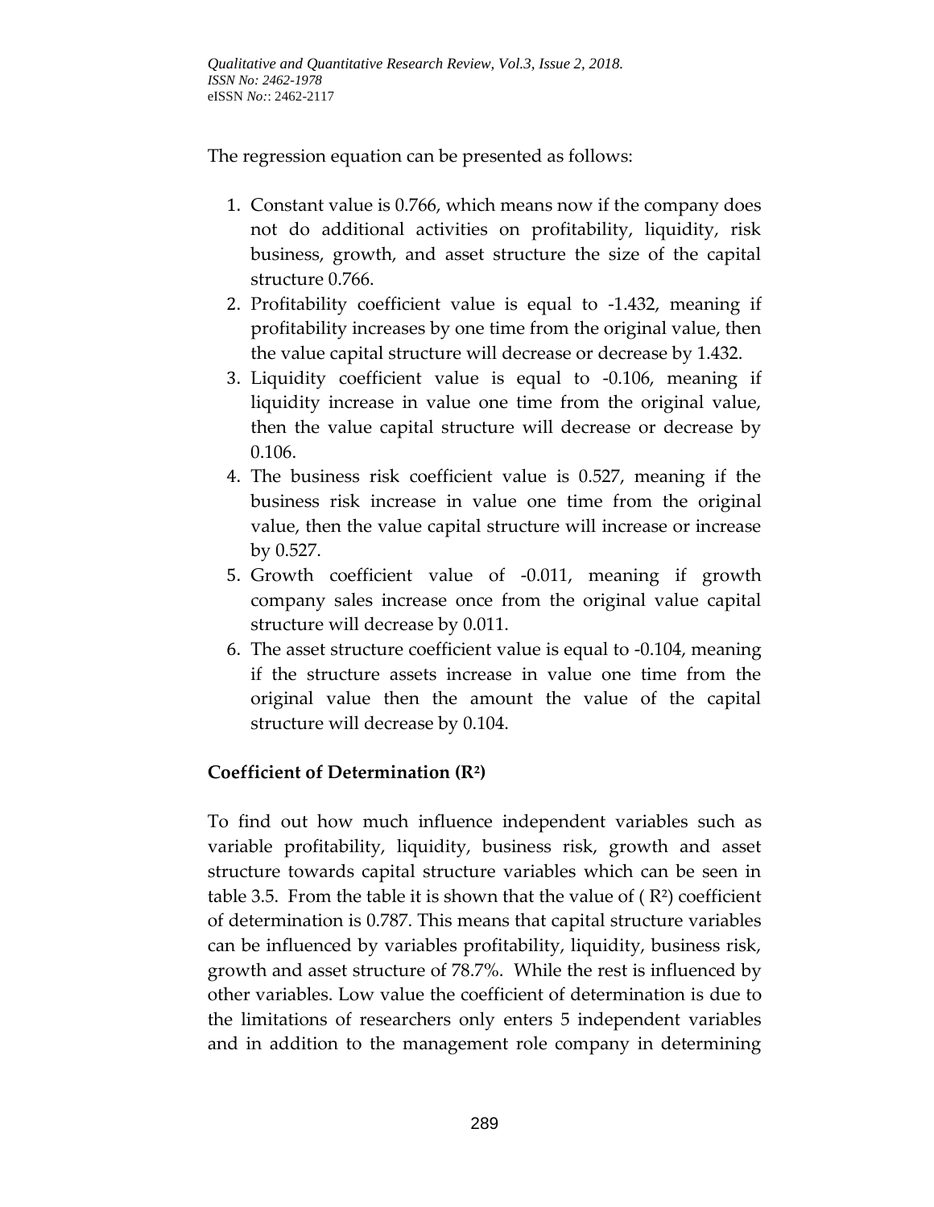The regression equation can be presented as follows:

1. Constant value is 0.766, which means now if the company does not do additional activities on profitability, liquidity, risk business, growth, and asset structure the size of the capital structure 0.766.
2. Profitability coefficient value is equal to -1.432, meaning if profitability increases by one time from the original value, then the value capital structure will decrease or decrease by 1.432.
3. Liquidity coefficient value is equal to -0.106, meaning if liquidity increase in value one time from the original value, then the value capital structure will decrease or decrease by 0.106.
4. The business risk coefficient value is 0.527, meaning if the business risk increase in value one time from the original value, then the value capital structure will increase or increase by 0.527.
5. Growth coefficient value of -0.011, meaning if growth company sales increase once from the original value capital structure will decrease by 0.011.
6. The asset structure coefficient value is equal to -0.104, meaning if the structure assets increase in value one time from the original value then the amount the value of the capital structure will decrease by 0.104.

**Coefficient of Determination ($R^2$)**

To find out how much influence independent variables such as variable profitability, liquidity, business risk, growth and asset structure towards capital structure variables which can be seen in table 3.5. From the table it is shown that the value of ( $R^2$) coefficient of determination is 0.787. This means that capital structure variables can be influenced by variables profitability, liquidity, business risk, growth and asset structure of 78.7%. While the rest is influenced by other variables. Low value the coefficient of determination is due to the limitations of researchers only enters 5 independent variables and in addition to the management role company in determining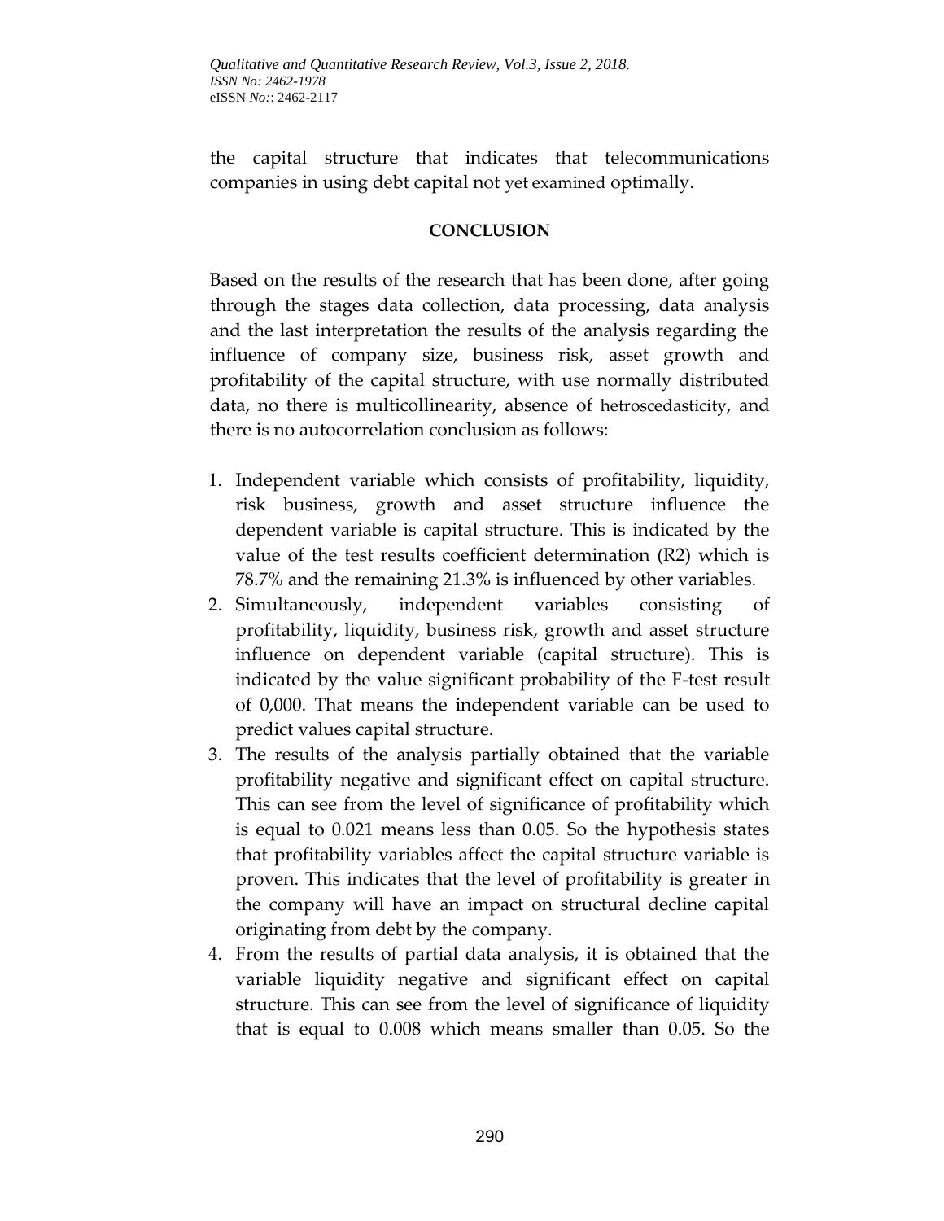the capital structure that indicates that telecommunications companies in using debt capital not yet examined optimally.

## CONCLUSION

Based on the results of the research that has been done, after going through the stages data collection, data processing, data analysis and the last interpretation the results of the analysis regarding the influence of company size, business risk, asset growth and profitability of the capital structure, with use normally distributed data, no there is multicollinearity, absence of hetroscedasticity, and there is no autocorrelation conclusion as follows:

1. Independent variable which consists of profitability, liquidity, risk business, growth and asset structure influence the dependent variable is capital structure. This is indicated by the value of the test results coefficient determination (R2) which is 78.7% and the remaining 21.3% is influenced by other variables.
2. Simultaneously, independent variables consisting of profitability, liquidity, business risk, growth and asset structure influence on dependent variable (capital structure). This is indicated by the value significant probability of the F-test result of 0,000. That means the independent variable can be used to predict values capital structure.
3. The results of the analysis partially obtained that the variable profitability negative and significant effect on capital structure. This can see from the level of significance of profitability which is equal to 0.021 means less than 0.05. So the hypothesis states that profitability variables affect the capital structure variable is proven. This indicates that the level of profitability is greater in the company will have an impact on structural decline capital originating from debt by the company.
4. From the results of partial data analysis, it is obtained that the variable liquidity negative and significant effect on capital structure. This can see from the level of significance of liquidity that is equal to 0.008 which means smaller than 0.05. So the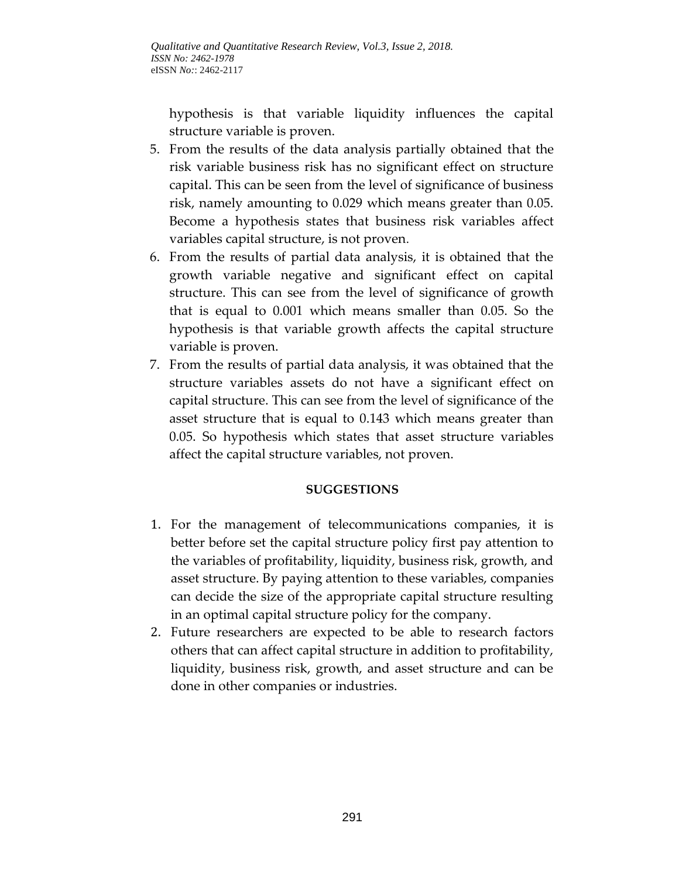hypothesis is that variable liquidity influences the capital structure variable is proven.

5. From the results of the data analysis partially obtained that the risk variable business risk has no significant effect on structure capital. This can be seen from the level of significance of business risk, namely amounting to 0.029 which means greater than 0.05. Become a hypothesis states that business risk variables affect variables capital structure, is not proven.
6. From the results of partial data analysis, it is obtained that the growth variable negative and significant effect on capital structure. This can see from the level of significance of growth that is equal to 0.001 which means smaller than 0.05. So the hypothesis is that variable growth affects the capital structure variable is proven.
7. From the results of partial data analysis, it was obtained that the structure variables assets do not have a significant effect on capital structure. This can see from the level of significance of the asset structure that is equal to 0.143 which means greater than 0.05. So hypothesis which states that asset structure variables affect the capital structure variables, not proven.

**SUGGESTIONS**

1. For the management of telecommunications companies, it is better before set the capital structure policy first pay attention to the variables of profitability, liquidity, business risk, growth, and asset structure. By paying attention to these variables, companies can decide the size of the appropriate capital structure resulting in an optimal capital structure policy for the company.
2. Future researchers are expected to be able to research factors others that can affect capital structure in addition to profitability, liquidity, business risk, growth, and asset structure and can be done in other companies or industries.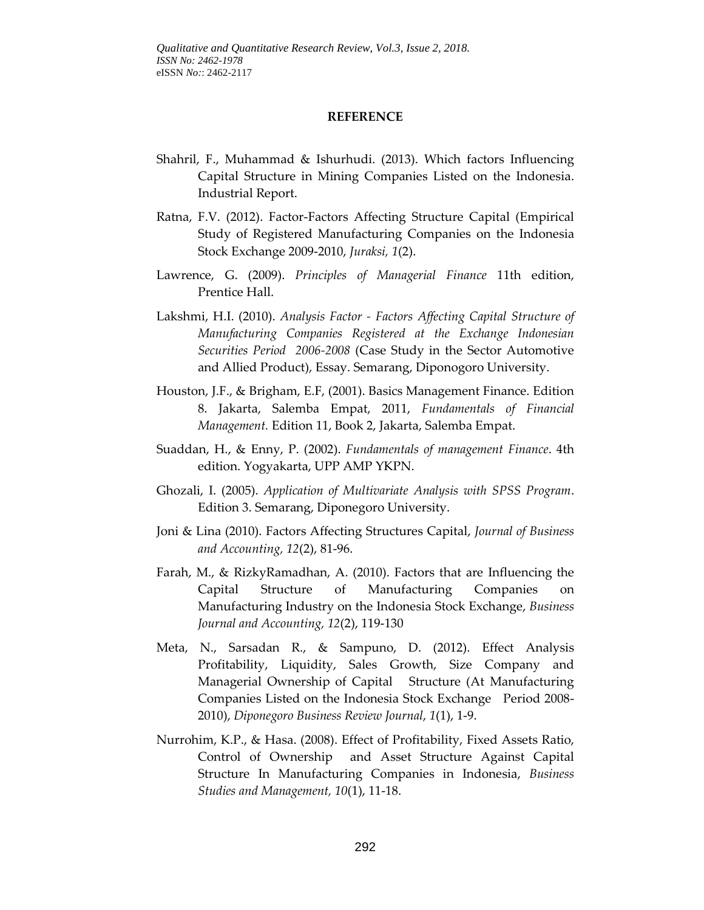## REFERENCE

Shahril, F., Muhammad & Ishurhudi. (2013). Which factors Influencing Capital Structure in Mining Companies Listed on the Indonesia. Industrial Report.

Ratna, F.V. (2012). Factor-Factors Affecting Structure Capital (Empirical Study of Registered Manufacturing Companies on the Indonesia Stock Exchange 2009-2010, *Juraksi, 1*(2).

Lawrence, G. (2009). *Principles of Managerial Finance* 11th edition, Prentice Hall.

Lakshmi, H.I. (2010). *Analysis Factor - Factors Affecting Capital Structure of Manufacturing Companies Registered at the Exchange Indonesian Securities Period 2006-2008* (Case Study in the Sector Automotive and Allied Product), Essay. Semarang, Diponogoro University.

Houston, J.F., & Brigham, E.F, (2001). Basics Management Finance. Edition 8. Jakarta, Salemba Empat, 2011, *Fundamentals of Financial Management.* Edition 11, Book 2, Jakarta, Salemba Empat.

Suaddan, H., & Enny, P. (2002). *Fundamentals of management Finance*. 4th edition. Yogyakarta, UPP AMP YKPN.

Ghozali, I. (2005). *Application of Multivariate Analysis with SPSS Program*. Edition 3. Semarang, Diponegoro University.

Joni & Lina (2010). Factors Affecting Structures Capital, *Journal of Business and Accounting, 12*(2), 81-96.

Farah, M., & RizkyRamadhan, A. (2010). Factors that are Influencing the Capital Structure of Manufacturing Companies on Manufacturing Industry on the Indonesia Stock Exchange, *Business Journal and Accounting, 12*(2), 119-130

Meta, N., Sarsadan R., & Sampuno, D. (2012). Effect Analysis Profitability, Liquidity, Sales Growth, Size Company and Managerial Ownership of Capital Structure (At Manufacturing Companies Listed on the Indonesia Stock Exchange Period 2008-2010), *Diponegoro Business Review Journal*, *1*(1), 1-9.

Nurrohim, K.P., & Hasa. (2008). Effect of Profitability, Fixed Assets Ratio, Control of Ownership and Asset Structure Against Capital Structure In Manufacturing Companies in Indonesia, *Business Studies and Management, 10*(1), 11-18.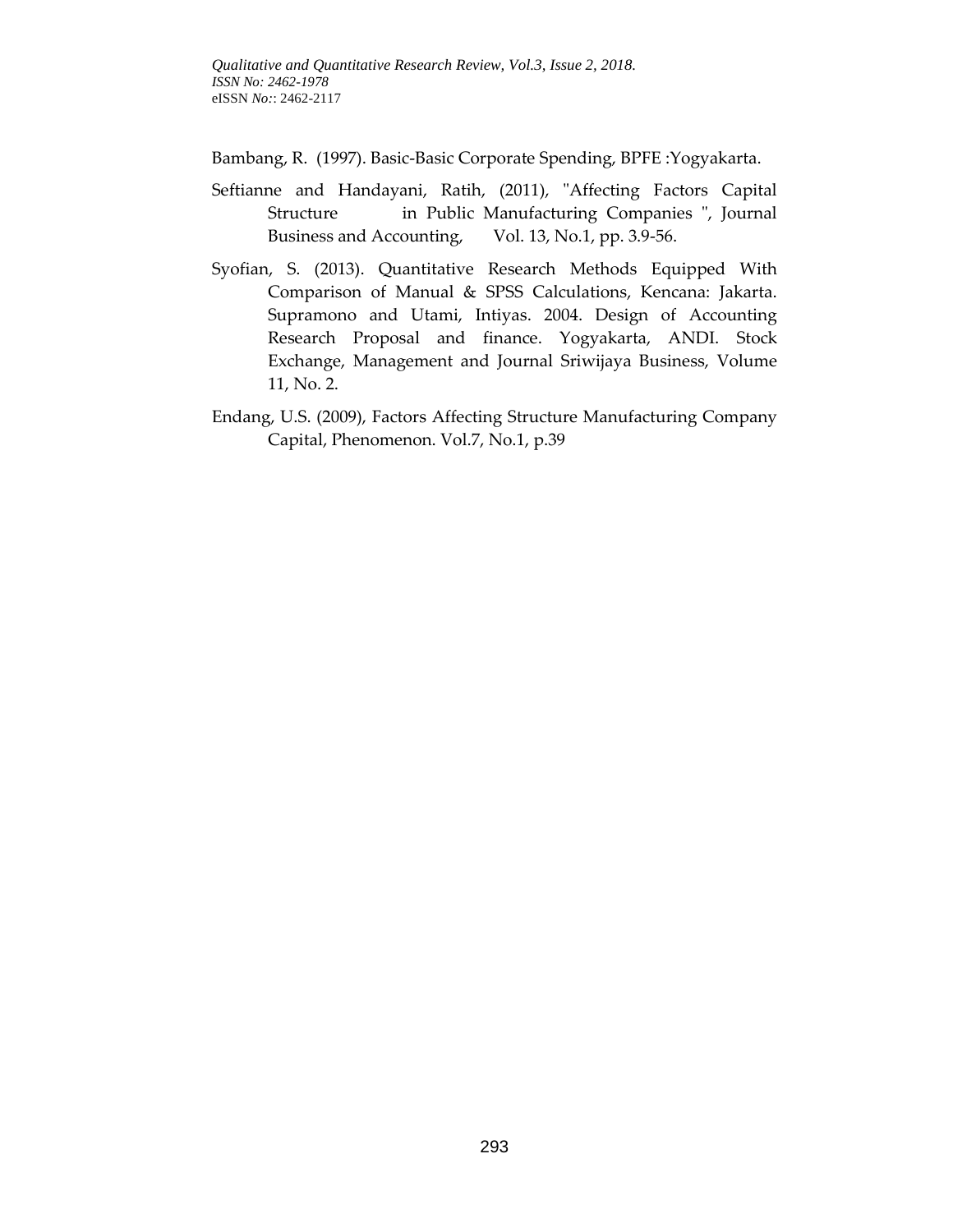Bambang, R. (1997). Basic-Basic Corporate Spending, BPFE :Yogyakarta.

Seftianne and Handayani, Ratih, (2011), "Affecting Factors Capital Structure in Public Manufacturing Companies ", Journal Business and Accounting, Vol. 13, No.1, pp. 3.9-56.

Syofian, S. (2013). Quantitative Research Methods Equipped With Comparison of Manual & SPSS Calculations, Kencana: Jakarta. Supramono and Utami, Intiyas. 2004. Design of Accounting Research Proposal and finance. Yogyakarta, ANDI. Stock Exchange, Management and Journal Sriwijaya Business, Volume 11, No. 2.

Endang, U.S. (2009), Factors Affecting Structure Manufacturing Company Capital, Phenomenon. Vol.7, No.1, p.39